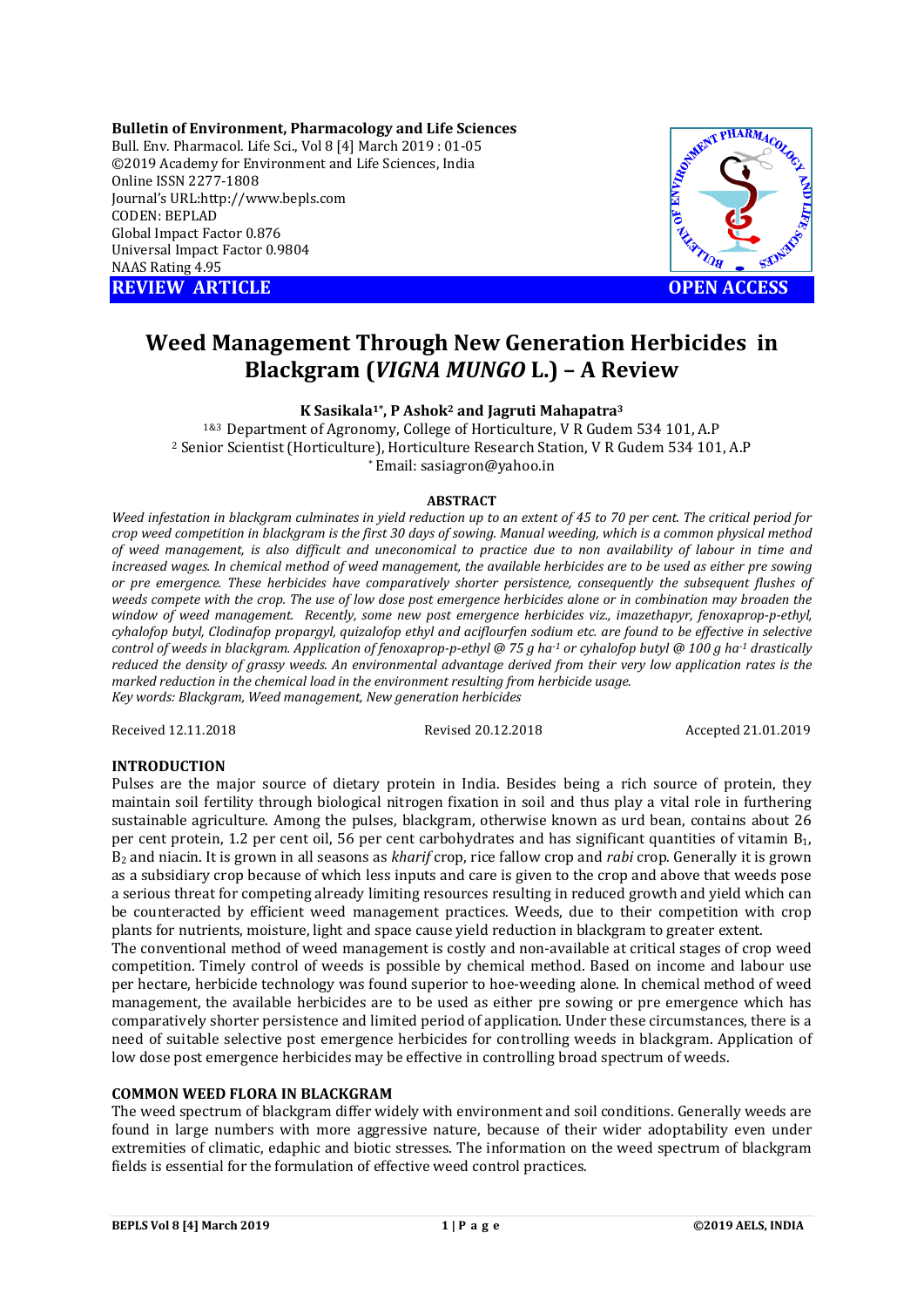**Bulletin of Environment, Pharmacology and Life Sciences**
Bull. Env. Pharmacol. Life Sci., Vol 8 [4] March 2019 : 01-05
©2019 Academy for Environment and Life Sciences, India
Online ISSN 2277-1808
Journal's URL:http://www.bepls.com
CODEN: BEPLAD
Global Impact Factor 0.876
Universal Impact Factor 0.9804
NAAS Rating 4.95

**REVIEW ARTICLE** **OPEN ACCESS**

# Weed Management Through New Generation Herbicides in Blackgram (*VIGNA MUNGO* L.) – A Review

**K Sasikala[1*], P Ashok[2] and Jagruti Mahapatra[3]**

[1&3] Department of Agronomy, College of Horticulture, V R Gudem 534 101, A.P
[2] Senior Scientist (Horticulture), Horticulture Research Station, V R Gudem 534 101, A.P
[*] Email: sasiagron@yahoo.in

**ABSTRACT**

*Weed infestation in blackgram culminates in yield reduction up to an extent of 45 to 70 per cent. The critical period for crop weed competition in blackgram is the first 30 days of sowing. Manual weeding, which is a common physical method of weed management, is also difficult and uneconomical to practice due to non availability of labour in time and increased wages. In chemical method of weed management, the available herbicides are to be used as either pre sowing or pre emergence. These herbicides have comparatively shorter persistence, consequently the subsequent flushes of weeds compete with the crop. The use of low dose post emergence herbicides alone or in combination may broaden the window of weed management. Recently, some new post emergence herbicides viz., imazethapyr, fenoxaprop-p-ethyl, cyhalofop butyl, Clodinafop propargyl, quizalofop ethyl and aciflourfen sodium etc. are found to be effective in selective control of weeds in blackgram. Application of fenoxaprop-p-ethyl @ 75 g ha$^{-1}$ or cyhalofop butyl @ 100 g ha$^{-1}$ drastically reduced the density of grassy weeds. An environmental advantage derived from their very low application rates is the marked reduction in the chemical load in the environment resulting from herbicide usage.*
*Key words: Blackgram, Weed management, New generation herbicides*

Received 12.11.2018 Revised 20.12.2018 Accepted 21.01.2019

## INTRODUCTION

Pulses are the major source of dietary protein in India. Besides being a rich source of protein, they maintain soil fertility through biological nitrogen fixation in soil and thus play a vital role in furthering sustainable agriculture. Among the pulses, blackgram, otherwise known as urd bean, contains about 26 per cent protein, 1.2 per cent oil, 56 per cent carbohydrates and has significant quantities of vitamin $B_1$, $B_2$ and niacin. It is grown in all seasons as *kharif* crop, rice fallow crop and *rabi* crop. Generally it is grown as a subsidiary crop because of which less inputs and care is given to the crop and above that weeds pose a serious threat for competing already limiting resources resulting in reduced growth and yield which can be counteracted by efficient weed management practices. Weeds, due to their competition with crop plants for nutrients, moisture, light and space cause yield reduction in blackgram to greater extent.

The conventional method of weed management is costly and non-available at critical stages of crop weed competition. Timely control of weeds is possible by chemical method. Based on income and labour use per hectare, herbicide technology was found superior to hoe-weeding alone. In chemical method of weed management, the available herbicides are to be used as either pre sowing or pre emergence which has comparatively shorter persistence and limited period of application. Under these circumstances, there is a need of suitable selective post emergence herbicides for controlling weeds in blackgram. Application of low dose post emergence herbicides may be effective in controlling broad spectrum of weeds.

## COMMON WEED FLORA IN BLACKGRAM

The weed spectrum of blackgram differ widely with environment and soil conditions. Generally weeds are found in large numbers with more aggressive nature, because of their wider adoptability even under extremities of climatic, edaphic and biotic stresses. The information on the weed spectrum of blackgram fields is essential for the formulation of effective weed control practices.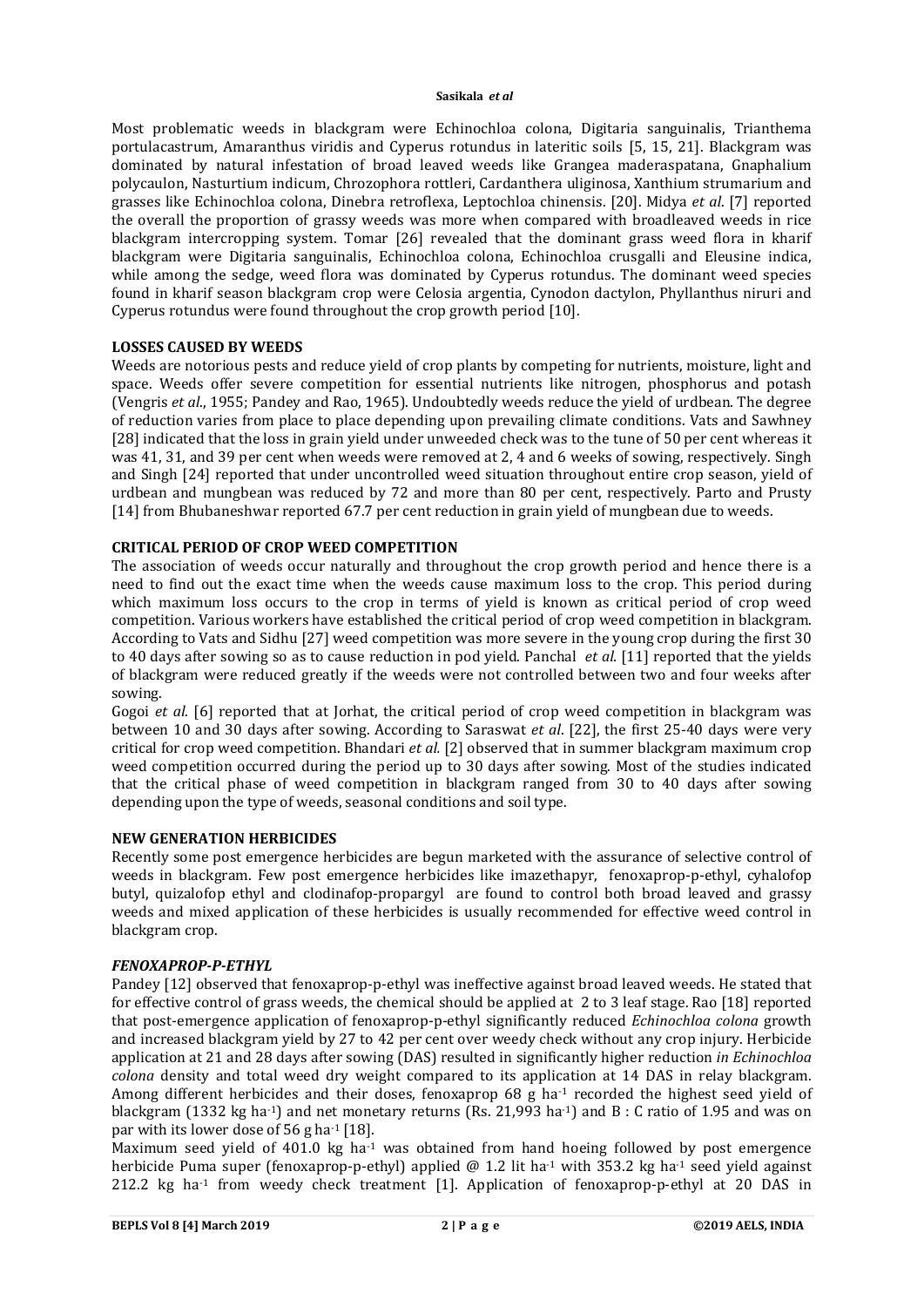Most problematic weeds in blackgram were Echinochloa colona, Digitaria sanguinalis, Trianthema portulacastrum, Amaranthus viridis and Cyperus rotundus in lateritic soils [5, 15, 21]. Blackgram was dominated by natural infestation of broad leaved weeds like Grangea maderaspatana, Gnaphalium polycaulon, Nasturtium indicum, Chrozophora rottleri, Cardanthera uliginosa, Xanthium strumarium and grasses like Echinochloa colona, Dinebra retroflexa, Leptochloa chinensis. [20]. Midya *et al*. [7] reported the overall the proportion of grassy weeds was more when compared with broadleaved weeds in rice blackgram intercropping system. Tomar [26] revealed that the dominant grass weed flora in kharif blackgram were Digitaria sanguinalis, Echinochloa colona, Echinochloa crusgalli and Eleusine indica, while among the sedge, weed flora was dominated by Cyperus rotundus. The dominant weed species found in kharif season blackgram crop were Celosia argentia, Cynodon dactylon, Phyllanthus niruri and Cyperus rotundus were found throughout the crop growth period [10].

## LOSSES CAUSED BY WEEDS

Weeds are notorious pests and reduce yield of crop plants by competing for nutrients, moisture, light and space. Weeds offer severe competition for essential nutrients like nitrogen, phosphorus and potash (Vengris *et al*., 1955; Pandey and Rao, 1965). Undoubtedly weeds reduce the yield of urdbean. The degree of reduction varies from place to place depending upon prevailing climate conditions. Vats and Sawhney [28] indicated that the loss in grain yield under unweeded check was to the tune of 50 per cent whereas it was 41, 31, and 39 per cent when weeds were removed at 2, 4 and 6 weeks of sowing, respectively. Singh and Singh [24] reported that under uncontrolled weed situation throughout entire crop season, yield of urdbean and mungbean was reduced by 72 and more than 80 per cent, respectively. Parto and Prusty [14] from Bhubaneshwar reported 67.7 per cent reduction in grain yield of mungbean due to weeds.

## CRITICAL PERIOD OF CROP WEED COMPETITION

The association of weeds occur naturally and throughout the crop growth period and hence there is a need to find out the exact time when the weeds cause maximum loss to the crop. This period during which maximum loss occurs to the crop in terms of yield is known as critical period of crop weed competition. Various workers have established the critical period of crop weed competition in blackgram. According to Vats and Sidhu [27] weed competition was more severe in the young crop during the first 30 to 40 days after sowing so as to cause reduction in pod yield. Panchal *et al.* [11] reported that the yields of blackgram were reduced greatly if the weeds were not controlled between two and four weeks after sowing.

Gogoi *et al*. [6] reported that at Jorhat, the critical period of crop weed competition in blackgram was between 10 and 30 days after sowing. According to Saraswat *et al*. [22], the first 25-40 days were very critical for crop weed competition. Bhandari *et al.* [2] observed that in summer blackgram maximum crop weed competition occurred during the period up to 30 days after sowing. Most of the studies indicated that the critical phase of weed competition in blackgram ranged from 30 to 40 days after sowing depending upon the type of weeds, seasonal conditions and soil type.

## NEW GENERATION HERBICIDES

Recently some post emergence herbicides are begun marketed with the assurance of selective control of weeds in blackgram. Few post emergence herbicides like imazethapyr, fenoxaprop-p-ethyl, cyhalofop butyl, quizalofop ethyl and clodinafop-propargyl are found to control both broad leaved and grassy weeds and mixed application of these herbicides is usually recommended for effective weed control in blackgram crop.

### *FENOXAPROP-P-ETHYL*

Pandey [12] observed that fenoxaprop-p-ethyl was ineffective against broad leaved weeds. He stated that for effective control of grass weeds, the chemical should be applied at 2 to 3 leaf stage. Rao [18] reported that post-emergence application of fenoxaprop-p-ethyl significantly reduced *Echinochloa colona* growth and increased blackgram yield by 27 to 42 per cent over weedy check without any crop injury. Herbicide application at 21 and 28 days after sowing (DAS) resulted in significantly higher reduction *in Echinochloa colona* density and total weed dry weight compared to its application at 14 DAS in relay blackgram. Among different herbicides and their doses, fenoxaprop 68 g ha$^{-1}$ recorded the highest seed yield of blackgram (1332 kg ha$^{-1}$) and net monetary returns (Rs. 21,993 ha$^{-1}$) and B : C ratio of 1.95 and was on par with its lower dose of 56 g ha$^{-1}$ [18].

Maximum seed yield of 401.0 kg ha$^{-1}$ was obtained from hand hoeing followed by post emergence herbicide Puma super (fenoxaprop-p-ethyl) applied @ 1.2 lit ha$^{-1}$ with 353.2 kg ha$^{-1}$ seed yield against 212.2 kg ha$^{-1}$ from weedy check treatment [1]. Application of fenoxaprop-p-ethyl at 20 DAS in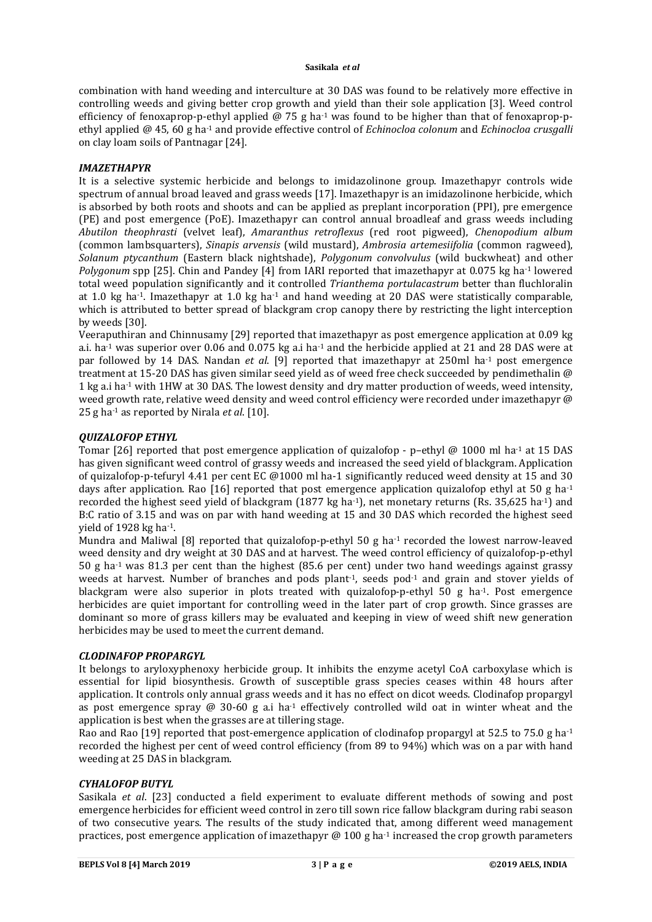combination with hand weeding and interculture at 30 DAS was found to be relatively more effective in controlling weeds and giving better crop growth and yield than their sole application [3]. Weed control efficiency of fenoxaprop-p-ethyl applied @ 75 g ha$^{-1}$ was found to be higher than that of fenoxaprop-p-ethyl applied @ 45, 60 g ha$^{-1}$ and provide effective control of *Echinocloa colonum* and *Echinocloa crusgalli* on clay loam soils of Pantnagar [24].

### *IMAZETHAPYR*

It is a selective systemic herbicide and belongs to imidazolinone group. Imazethapyr controls wide spectrum of annual broad leaved and grass weeds [17]. Imazethapyr is an imidazolinone herbicide, which is absorbed by both roots and shoots and can be applied as preplant incorporation (PPI), pre emergence (PE) and post emergence (PoE). Imazethapyr can control annual broadleaf and grass weeds including *Abutilon theophrasti* (velvet leaf), *Amaranthus retroflexus* (red root pigweed), *Chenopodium album* (common lambsquarters), *Sinapis arvensis* (wild mustard), *Ambrosia artemesiifolia* (common ragweed), *Solanum ptycanthum* (Eastern black nightshade), *Polygonum convolvulus* (wild buckwheat) and other *Polygonum* spp [25]. Chin and Pandey [4] from IARI reported that imazethapyr at 0.075 kg ha$^{-1}$ lowered total weed population significantly and it controlled *Trianthema portulacastrum* better than fluchloralin at 1.0 kg ha$^{-1}$. Imazethapyr at 1.0 kg ha$^{-1}$ and hand weeding at 20 DAS were statistically comparable, which is attributed to better spread of blackgram crop canopy there by restricting the light interception by weeds [30].

Veeraputhiran and Chinnusamy [29] reported that imazethapyr as post emergence application at 0.09 kg a.i. ha$^{-1}$ was superior over 0.06 and 0.075 kg a.i ha$^{-1}$ and the herbicide applied at 21 and 28 DAS were at par followed by 14 DAS. Nandan *et al*. [9] reported that imazethapyr at 250ml ha$^{-1}$ post emergence treatment at 15-20 DAS has given similar seed yield as of weed free check succeeded by pendimethalin @ 1 kg a.i ha$^{-1}$ with 1HW at 30 DAS. The lowest density and dry matter production of weeds, weed intensity, weed growth rate, relative weed density and weed control efficiency were recorded under imazethapyr @ 25 g ha$^{-1}$ as reported by Nirala *et al*. [10].

### *QUIZALOFOP ETHYL*

Tomar [26] reported that post emergence application of quizalofop - p–ethyl @ 1000 ml ha$^{-1}$ at 15 DAS has given significant weed control of grassy weeds and increased the seed yield of blackgram. Application of quizalofop-p-tefuryl 4.41 per cent EC @1000 ml ha-1 significantly reduced weed density at 15 and 30 days after application. Rao [16] reported that post emergence application quizalofop ethyl at 50 g ha$^{-1}$ recorded the highest seed yield of blackgram (1877 kg ha$^{-1}$), net monetary returns (Rs. 35,625 ha$^{-1}$) and B:C ratio of 3.15 and was on par with hand weeding at 15 and 30 DAS which recorded the highest seed yield of 1928 kg ha$^{-1}$.

Mundra and Maliwal [8] reported that quizalofop-p-ethyl 50 g ha$^{-1}$ recorded the lowest narrow-leaved weed density and dry weight at 30 DAS and at harvest. The weed control efficiency of quizalofop-p-ethyl 50 g ha$^{-1}$ was 81.3 per cent than the highest (85.6 per cent) under two hand weedings against grassy weeds at harvest. Number of branches and pods plant$^{-1}$, seeds pod$^{-1}$ and grain and stover yields of blackgram were also superior in plots treated with quizalofop-p-ethyl 50 g ha$^{-1}$. Post emergence herbicides are quiet important for controlling weed in the later part of crop growth. Since grasses are dominant so more of grass killers may be evaluated and keeping in view of weed shift new generation herbicides may be used to meet the current demand.

### *CLODINAFOP PROPARGYL*

It belongs to aryloxyphenoxy herbicide group. It inhibits the enzyme acetyl CoA carboxylase which is essential for lipid biosynthesis. Growth of susceptible grass species ceases within 48 hours after application. It controls only annual grass weeds and it has no effect on dicot weeds. Clodinafop propargyl as post emergence spray @ 30-60 g a.i ha$^{-1}$ effectively controlled wild oat in winter wheat and the application is best when the grasses are at tillering stage.

Rao and Rao [19] reported that post-emergence application of clodinafop propargyl at 52.5 to 75.0 g ha$^{-1}$ recorded the highest per cent of weed control efficiency (from 89 to 94%) which was on a par with hand weeding at 25 DAS in blackgram.

### *CYHALOFOP BUTYL*

Sasikala *et al*. [23] conducted a field experiment to evaluate different methods of sowing and post emergence herbicides for efficient weed control in zero till sown rice fallow blackgram during rabi season of two consecutive years. The results of the study indicated that, among different weed management practices, post emergence application of imazethapyr @ 100 g ha$^{-1}$ increased the crop growth parameters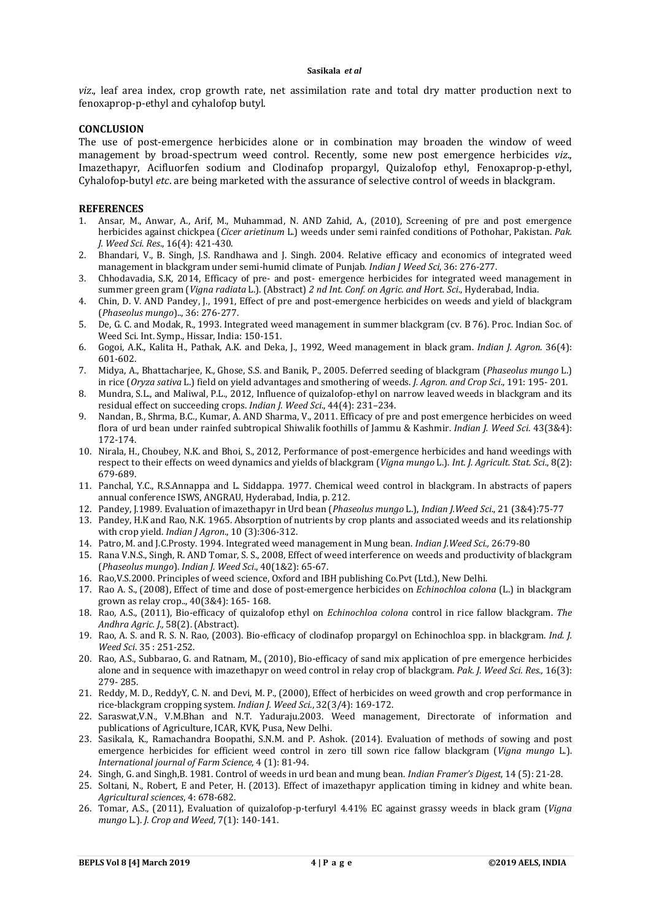*viz*., leaf area index, crop growth rate, net assimilation rate and total dry matter production next to fenoxaprop-p-ethyl and cyhalofop butyl.

## CONCLUSION

The use of post-emergence herbicides alone or in combination may broaden the window of weed management by broad-spectrum weed control. Recently, some new post emergence herbicides *viz*., Imazethapyr, Acifluorfen sodium and Clodinafop propargyl, Quizalofop ethyl, Fenoxaprop-p-ethyl, Cyhalofop-butyl *etc*. are being marketed with the assurance of selective control of weeds in blackgram.

## REFERENCES

1. Ansar, M., Anwar, A., Arif, M., Muhammad, N. AND Zahid, A., (2010), Screening of pre and post emergence herbicides against chickpea (*Cicer arietinum* L.) weeds under semi rainfed conditions of Pothohar, Pakistan. *Pak. J. Weed Sci. Res*., 16(4): 421-430.
2. Bhandari, V., B. Singh, J.S. Randhawa and J. Singh. 2004. Relative efficacy and economics of integrated weed management in blackgram under semi-humid climate of Punjab. *Indian J Weed Sci*, 36: 276-277.
3. Chhodavadia, S.K, 2014, Efficacy of pre- and post- emergence herbicides for integrated weed management in summer green gram (*Vigna radiata* L.). (Abstract) *2 nd Int. Conf. on Agric. and Hort. Sci*., Hyderabad, India.
4. Chin, D. V. AND Pandey, J., 1991, Effect of pre and post-emergence herbicides on weeds and yield of blackgram (*Phaseolus mungo*).., 36: 276-277.
5. De, G. C. and Modak, R., 1993. Integrated weed management in summer blackgram (cv. B 76). Proc. Indian Soc. of Weed Sci. Int. Symp., Hissar, India: 150-151.
6. Gogoi, A.K., Kalita H., Pathak, A.K. and Deka, J., 1992, Weed management in black gram. *Indian J. Agron.* 36(4): 601-602.
7. Midya, A., Bhattacharjee, K., Ghose, S.S. and Banik, P., 2005. Deferred seeding of blackgram (*Phaseolus mungo* L.) in rice (*Oryza sativa* L.) field on yield advantages and smothering of weeds. *J. Agron. and Crop Sci*., 191: 195- 201.
8. Mundra, S.L., and Maliwal, P.L., 2012, Influence of quizalofop-ethyl on narrow leaved weeds in blackgram and its residual effect on succeeding crops. *Indian J. Weed Sci*., 44(4): 231–234.
9. Nandan, B., Shrma, B.C., Kumar, A. AND Sharma, V., 2011. Efficacy of pre and post emergence herbicides on weed flora of urd bean under rainfed subtropical Shiwalik foothills of Jammu & Kashmir. *Indian J. Weed Sci.* 43(3&4): 172-174.
10. Nirala, H., Choubey, N.K. and Bhoi, S., 2012, Performance of post-emergence herbicides and hand weedings with respect to their effects on weed dynamics and yields of blackgram (*Vigna mungo* L.). *Int. J. Agricult. Stat. Sci*., 8(2): 679-689.
11. Panchal, Y.C., R.S.Annappa and L. Siddappa. 1977. Chemical weed control in blackgram. In abstracts of papers annual conference ISWS, ANGRAU, Hyderabad, India, p. 212.
12. Pandey, J.1989. Evaluation of imazethapyr in Urd bean (*Phaseolus mungo* L.), *Indian J.Weed Sci*., 21 (3&4):75-77
13. Pandey, H.K and Rao, N.K. 1965. Absorption of nutrients by crop plants and associated weeds and its relationship with crop yield. *Indian J Agron*., 10 (3):306-312.
14. Patro, M. and J.C.Prosty. 1994. Integrated weed management in Mung bean. *Indian J.Weed Sci.,* 26:79-80
15. Rana V.N.S., Singh, R. AND Tomar, S. S., 2008, Effect of weed interference on weeds and productivity of blackgram (*Phaseolus mungo*). *Indian J. Weed Sci*., 40(1&2): 65-67.
16. Rao,V.S.2000. Principles of weed science, Oxford and IBH publishing Co.Pvt (Ltd.), New Delhi.
17. Rao A. S., (2008), Effect of time and dose of post-emergence herbicides on *Echinochloa colona* (L.) in blackgram grown as relay crop.., 40(3&4): 165- 168.
18. Rao, A.S., (2011), Bio-efficacy of quizalofop ethyl on *Echinochloa colona* control in rice fallow blackgram. *The Andhra Agric. J.,* 58(2). (Abstract).
19. Rao, A. S. and R. S. N. Rao, (2003). Bio-efficacy of clodinafop propargyl on Echinochloa spp. in blackgram. *Ind. J. Weed Sci*. 35 : 251-252.
20. Rao, A.S., Subbarao, G. and Ratnam, M., (2010), Bio-efficacy of sand mix application of pre emergence herbicides alone and in sequence with imazethapyr on weed control in relay crop of blackgram. *Pak. J. Weed Sci. Res.,* 16(3): 279- 285.
21. Reddy, M. D., ReddyY, C. N. and Devi, M. P., (2000), Effect of herbicides on weed growth and crop performance in rice-blackgram cropping system. *Indian J. Weed Sci.*, 32(3/4): 169-172.
22. Saraswat,V.N., V.M.Bhan and N.T. Yaduraju.2003. Weed management, Directorate of information and publications of Agriculture, ICAR, KVK, Pusa, New Delhi.
23. Sasikala, K., Ramachandra Boopathi, S.N.M. and P. Ashok. (2014). Evaluation of methods of sowing and post emergence herbicides for efficient weed control in zero till sown rice fallow blackgram (*Vigna mungo* L.). *International journal of Farm Science*, 4 (1): 81-94.
24. Singh, G. and Singh,B. 1981. Control of weeds in urd bean and mung bean. *Indian Framer's Digest*, 14 (5): 21-28.
25. Soltani, N., Robert, E and Peter, H. (2013). Effect of imazethapyr application timing in kidney and white bean. *Agricultural sciences*, 4: 678-682.
26. Tomar, A.S., (2011), Evaluation of quizalofop-p-terfuryl 4.41% EC against grassy weeds in black gram (*Vigna mungo* L.). *J. Crop and Weed*, 7(1): 140-141.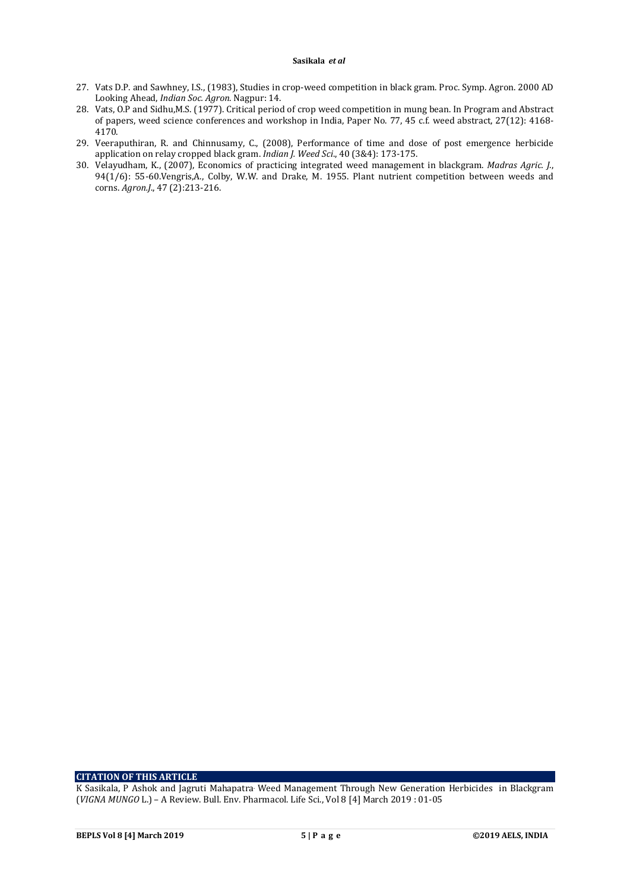27. Vats D.P. and Sawhney, I.S., (1983), Studies in crop-weed competition in black gram. Proc. Symp. Agron. 2000 AD Looking Ahead, *Indian Soc. Agron.* Nagpur: 14.
28. Vats, O.P and Sidhu,M.S. (1977). Critical period of crop weed competition in mung bean. In Program and Abstract of papers, weed science conferences and workshop in India, Paper No. 77, 45 c.f. weed abstract, 27(12): 4168-4170.
29. Veeraputhiran, R. and Chinnusamy, C., (2008), Performance of time and dose of post emergence herbicide application on relay cropped black gram. *Indian J. Weed Sci*., 40 (3&4): 173-175.
30. Velayudham, K., (2007), Economics of practicing integrated weed management in blackgram. *Madras Agric. J.*, 94(1/6): 55-60.Vengris,A., Colby, W.W. and Drake, M. 1955. Plant nutrient competition between weeds and corns. *Agron.J*., 47 (2):213-216.

**CITATION OF THIS ARTICLE**

K Sasikala, P Ashok and Jagruti Mahapatra. Weed Management Through New Generation Herbicides in Blackgram (*VIGNA MUNGO* L.) – A Review. Bull. Env. Pharmacol. Life Sci., Vol 8 [4] March 2019 : 01-05